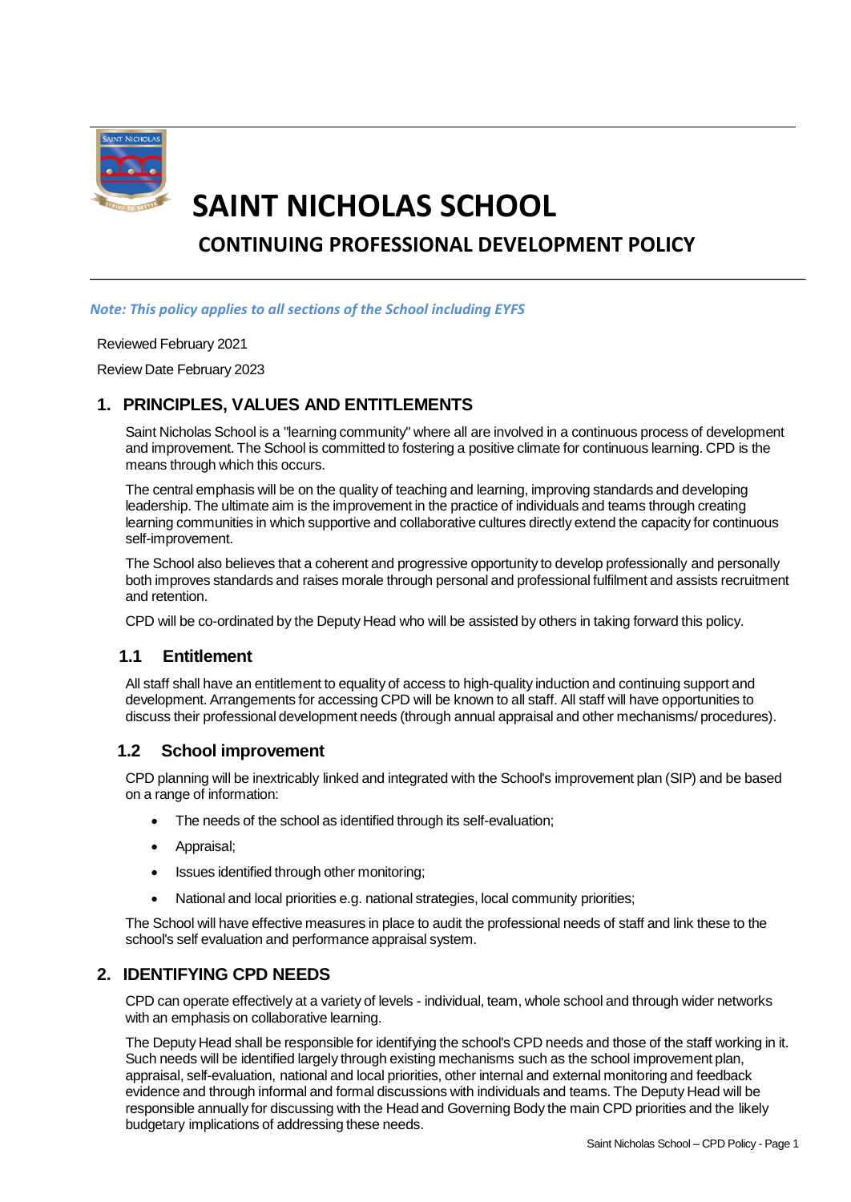# SAINT NICHOLAS SCHOOL

## CONTINUING PROFESSIONAL DEVELOPMENT POLICY

*Note: This policy applies to all sections of the School including EYFS*

Reviewed February 2021

Review Date February 2023

## 1. PRINCIPLES, VALUES AND ENTITLEMENTS

Saint Nicholas School is a "learning community" where all are involved in a continuous process of development and improvement. The School is committed to fostering a positive climate for continuous learning. CPD is the means through which this occurs.

The central emphasis will be on the quality of teaching and learning, improving standards and developing leadership. The ultimate aim is the improvement in the practice of individuals and teams through creating learning communities in which supportive and collaborative cultures directly extend the capacity for continuous self-improvement.

The School also believes that a coherent and progressive opportunity to develop professionally and personally both improves standards and raises morale through personal and professional fulfilment and assists recruitment and retention.

CPD will be co-ordinated by the Deputy Head who will be assisted by others in taking forward this policy.

### 1.1 Entitlement

All staff shall have an entitlement to equality of access to high-quality induction and continuing support and development. Arrangements for accessing CPD will be known to all staff. All staff will have opportunities to discuss their professional development needs (through annual appraisal and other mechanisms/ procedures).

### 1.2 School improvement

CPD planning will be inextricably linked and integrated with the School's improvement plan (SIP) and be based on a range of information:

- The needs of the school as identified through its self-evaluation;
- Appraisal;
- Issues identified through other monitoring;
- National and local priorities e.g. national strategies, local community priorities;

The School will have effective measures in place to audit the professional needs of staff and link these to the school's self evaluation and performance appraisal system.

## 2. IDENTIFYING CPD NEEDS

CPD can operate effectively at a variety of levels - individual, team, whole school and through wider networks with an emphasis on collaborative learning.

The Deputy Head shall be responsible for identifying the school's CPD needs and those of the staff working in it. Such needs will be identified largely through existing mechanisms such as the school improvement plan, appraisal, self-evaluation, national and local priorities, other internal and external monitoring and feedback evidence and through informal and formal discussions with individuals and teams. The Deputy Head will be responsible annually for discussing with the Head and Governing Body the main CPD priorities and the likely budgetary implications of addressing these needs.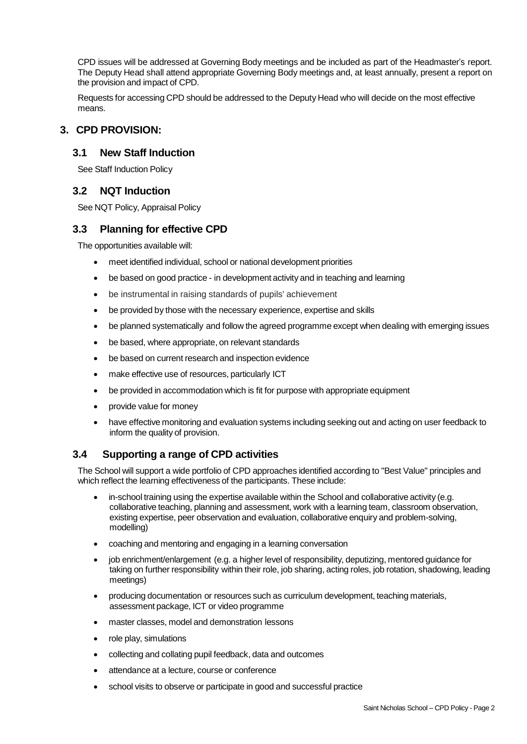CPD issues will be addressed at Governing Body meetings and be included as part of the Headmaster's report. The Deputy Head shall attend appropriate Governing Body meetings and, at least annually, present a report on the provision and impact of CPD.

Requests for accessing CPD should be addressed to the Deputy Head who will decide on the most effective means.

## 3. CPD PROVISION:

### 3.1 New Staff Induction

See Staff Induction Policy

### 3.2 NQT Induction

See NQT Policy, Appraisal Policy

### 3.3 Planning for effective CPD

The opportunities available will:

- meet identified individual, school or national development priorities
- be based on good practice - in development activity and in teaching and learning
- be instrumental in raising standards of pupils' achievement
- be provided by those with the necessary experience, expertise and skills
- be planned systematically and follow the agreed programme except when dealing with emerging issues
- be based, where appropriate, on relevant standards
- be based on current research and inspection evidence
- make effective use of resources, particularly ICT
- be provided in accommodation which is fit for purpose with appropriate equipment
- provide value for money
- have effective monitoring and evaluation systems including seeking out and acting on user feedback to inform the quality of provision.

### 3.4 Supporting a range of CPD activities

The School will support a wide portfolio of CPD approaches identified according to "Best Value" principles and which reflect the learning effectiveness of the participants. These include:

- in-school training using the expertise available within the School and collaborative activity (e.g. collaborative teaching, planning and assessment, work with a learning team, classroom observation, existing expertise, peer observation and evaluation, collaborative enquiry and problem-solving, modelling)
- coaching and mentoring and engaging in a learning conversation
- job enrichment/enlargement (e.g. a higher level of responsibility, deputizing, mentored guidance for taking on further responsibility within their role, job sharing, acting roles, job rotation, shadowing, leading meetings)
- producing documentation or resources such as curriculum development, teaching materials, assessment package, ICT or video programme
- master classes, model and demonstration lessons
- role play, simulations
- collecting and collating pupil feedback, data and outcomes
- attendance at a lecture, course or conference
- school visits to observe or participate in good and successful practice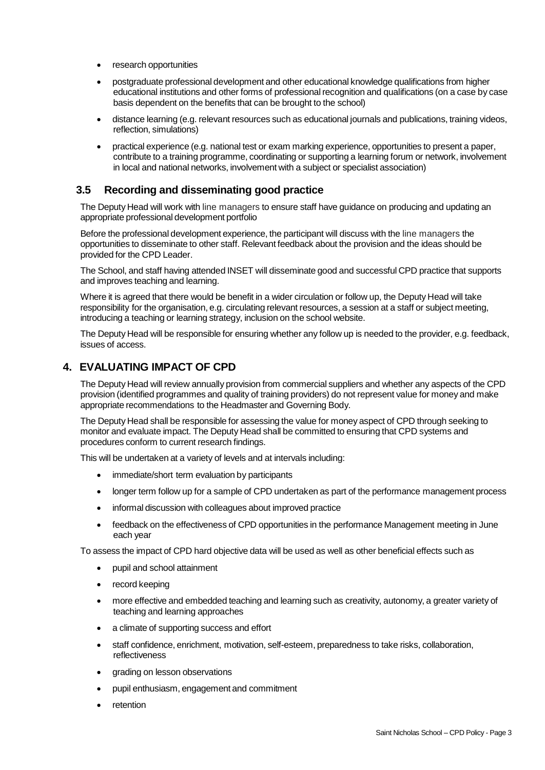- research opportunities
- postgraduate professional development and other educational knowledge qualifications from higher educational institutions and other forms of professional recognition and qualifications (on a case by case basis dependent on the benefits that can be brought to the school)
- distance learning (e.g. relevant resources such as educational journals and publications, training videos, reflection, simulations)
- practical experience (e.g. national test or exam marking experience, opportunities to present a paper, contribute to a training programme, coordinating or supporting a learning forum or network, involvement in local and national networks, involvement with a subject or specialist association)

### 3.5 Recording and disseminating good practice

The Deputy Head will work with line managers to ensure staff have guidance on producing and updating an appropriate professional development portfolio

Before the professional development experience, the participant will discuss with the line managers the opportunities to disseminate to other staff. Relevant feedback about the provision and the ideas should be provided for the CPD Leader.

The School, and staff having attended INSET will disseminate good and successful CPD practice that supports and improves teaching and learning.

Where it is agreed that there would be benefit in a wider circulation or follow up, the Deputy Head will take responsibility for the organisation, e.g. circulating relevant resources, a session at a staff or subject meeting, introducing a teaching or learning strategy, inclusion on the school website.

The Deputy Head will be responsible for ensuring whether any follow up is needed to the provider, e.g. feedback, issues of access.

## 4. EVALUATING IMPACT OF CPD

The Deputy Head will review annually provision from commercial suppliers and whether any aspects of the CPD provision (identified programmes and quality of training providers) do not represent value for money and make appropriate recommendations to the Headmaster and Governing Body.

The Deputy Head shall be responsible for assessing the value for money aspect of CPD through seeking to monitor and evaluate impact. The Deputy Head shall be committed to ensuring that CPD systems and procedures conform to current research findings.

This will be undertaken at a variety of levels and at intervals including:

- immediate/short term evaluation by participants
- longer term follow up for a sample of CPD undertaken as part of the performance management process
- informal discussion with colleagues about improved practice
- feedback on the effectiveness of CPD opportunities in the performance Management meeting in June each year

To assess the impact of CPD hard objective data will be used as well as other beneficial effects such as

- pupil and school attainment
- record keeping
- more effective and embedded teaching and learning such as creativity, autonomy, a greater variety of teaching and learning approaches
- a climate of supporting success and effort
- staff confidence, enrichment, motivation, self-esteem, preparedness to take risks, collaboration, reflectiveness
- grading on lesson observations
- pupil enthusiasm, engagement and commitment
- retention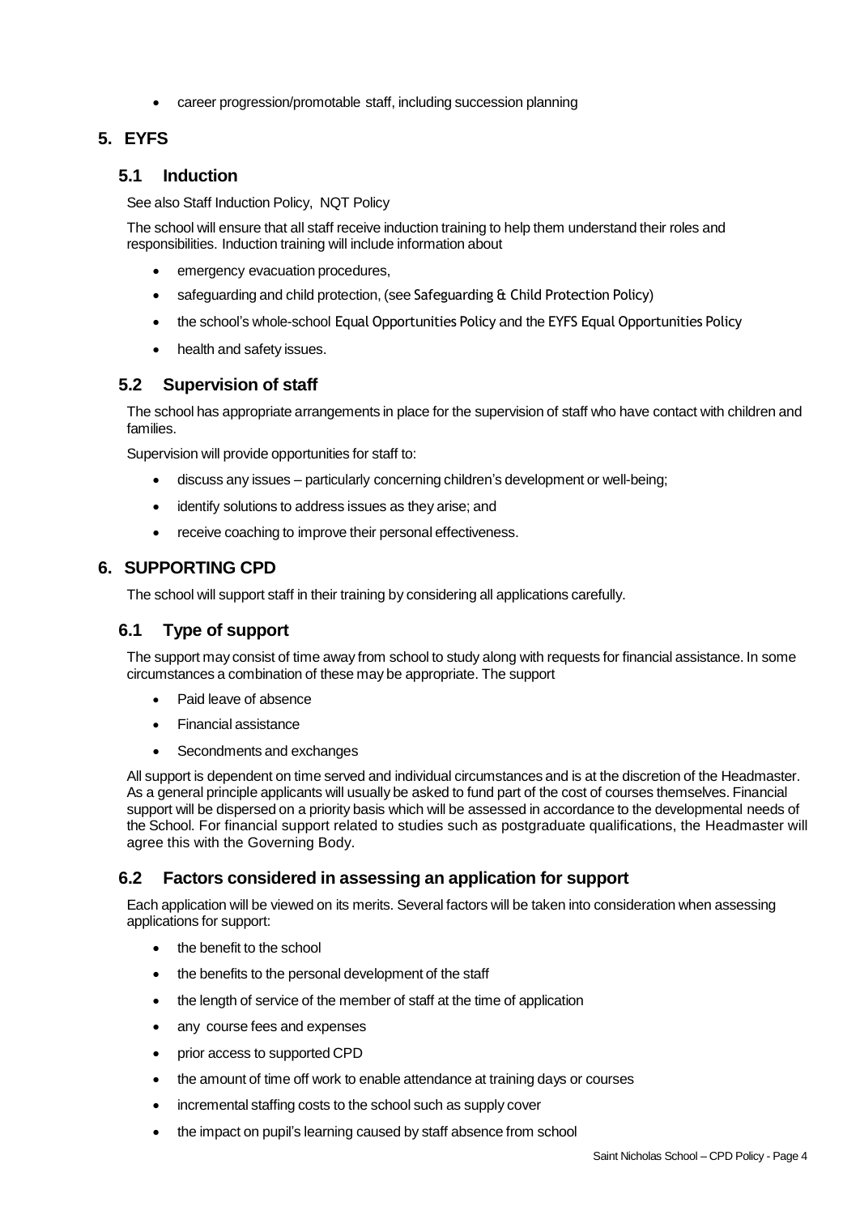- career progression/promotable staff, including succession planning

## 5. EYFS

### 5.1 Induction

See also Staff Induction Policy, NQT Policy

The school will ensure that all staff receive induction training to help them understand their roles and responsibilities. Induction training will include information about

- emergency evacuation procedures,
- safeguarding and child protection, (see Safeguarding & Child Protection Policy)
- the school's whole-school Equal Opportunities Policy and the EYFS Equal Opportunities Policy
- health and safety issues.

### 5.2 Supervision of staff

The school has appropriate arrangements in place for the supervision of staff who have contact with children and families.

Supervision will provide opportunities for staff to:

- discuss any issues – particularly concerning children's development or well-being;
- identify solutions to address issues as they arise; and
- receive coaching to improve their personal effectiveness.

## 6. SUPPORTING CPD

The school will support staff in their training by considering all applications carefully.

### 6.1 Type of support

The support may consist of time away from school to study along with requests for financial assistance. In some circumstances a combination of these may be appropriate. The support

- Paid leave of absence
- Financial assistance
- Secondments and exchanges

All support is dependent on time served and individual circumstances and is at the discretion of the Headmaster. As a general principle applicants will usually be asked to fund part of the cost of courses themselves. Financial support will be dispersed on a priority basis which will be assessed in accordance to the developmental needs of the School. For financial support related to studies such as postgraduate qualifications, the Headmaster will agree this with the Governing Body.

### 6.2 Factors considered in assessing an application for support

Each application will be viewed on its merits. Several factors will be taken into consideration when assessing applications for support:

- the benefit to the school
- the benefits to the personal development of the staff
- the length of service of the member of staff at the time of application
- any course fees and expenses
- prior access to supported CPD
- the amount of time off work to enable attendance at training days or courses
- incremental staffing costs to the school such as supply cover
- the impact on pupil's learning caused by staff absence from school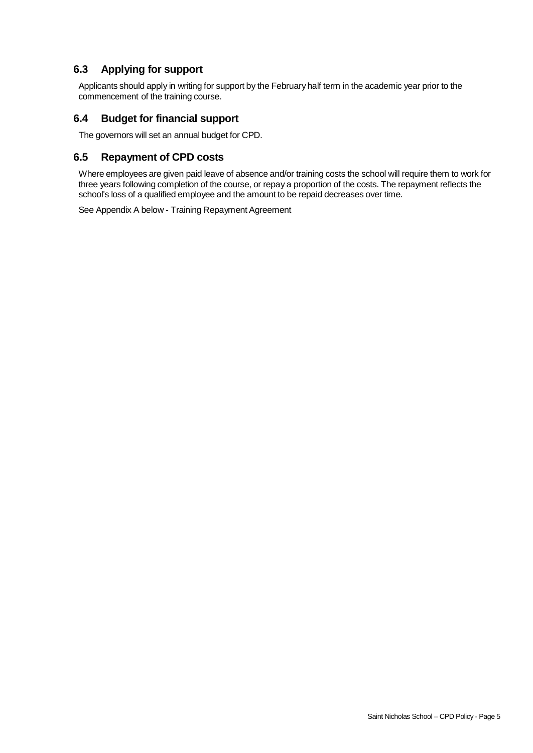## 6.3 Applying for support

Applicants should apply in writing for support by the February half term in the academic year prior to the commencement of the training course.

## 6.4 Budget for financial support

The governors will set an annual budget for CPD.

## 6.5 Repayment of CPD costs

Where employees are given paid leave of absence and/or training costs the school will require them to work for three years following completion of the course, or repay a proportion of the costs. The repayment reflects the school's loss of a qualified employee and the amount to be repaid decreases over time.

See Appendix A below - Training Repayment Agreement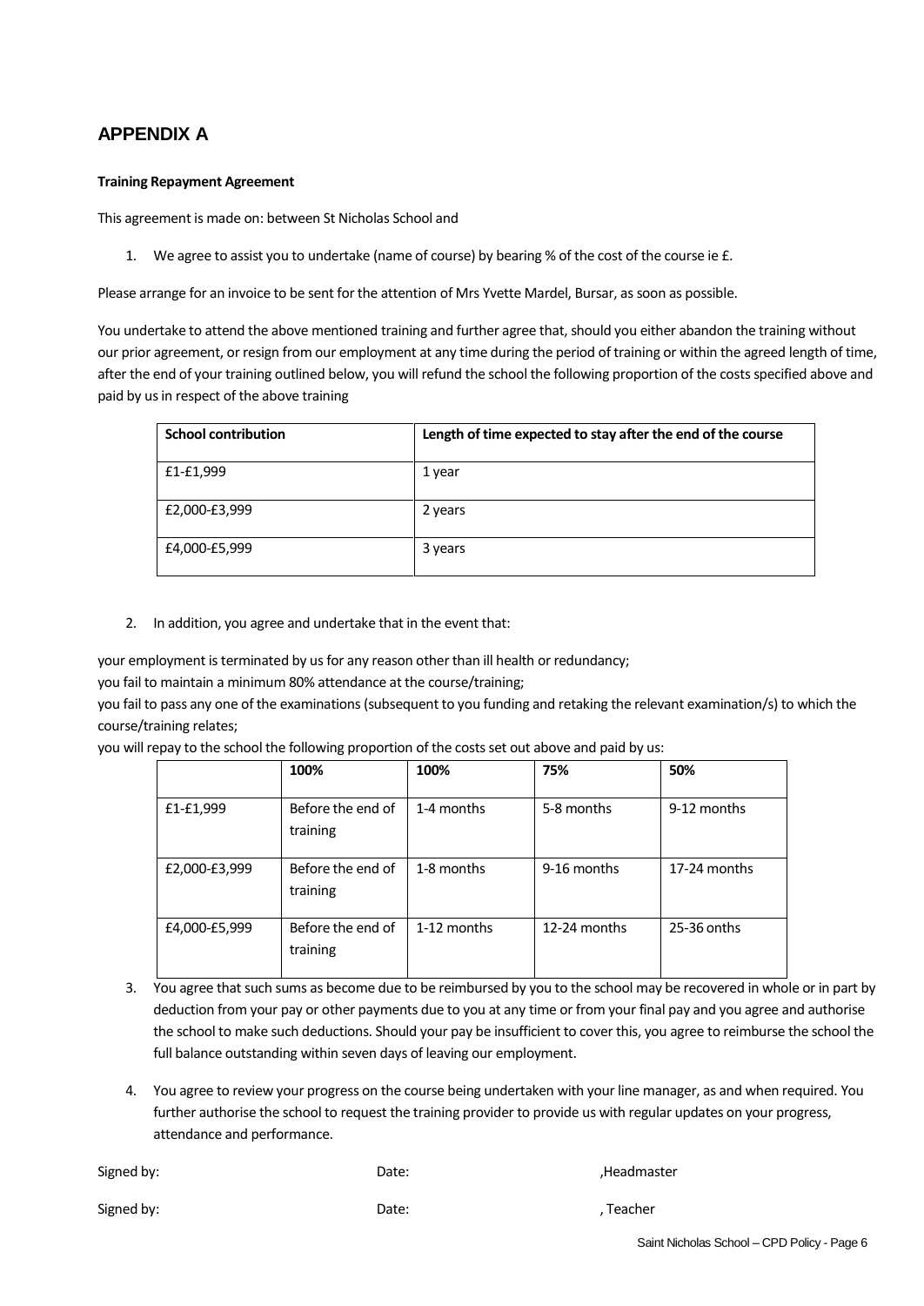## APPENDIX A

**Training Repayment Agreement**

This agreement is made on: between St Nicholas School and

1. We agree to assist you to undertake (name of course) by bearing % of the cost of the course ie £.

Please arrange for an invoice to be sent for the attention of Mrs Yvette Mardel, Bursar, as soon as possible.

You undertake to attend the above mentioned training and further agree that, should you either abandon the training without our prior agreement, or resign from our employment at any time during the period of training or within the agreed length of time, after the end of your training outlined below, you will refund the school the following proportion of the costs specified above and paid by us in respect of the above training

| School contribution | Length of time expected to stay after the end of the course |
|---|---|
| £1-£1,999 | 1 year |
| £2,000-£3,999 | 2 years |
| £4,000-£5,999 | 3 years |

2. In addition, you agree and undertake that in the event that:

your employment is terminated by us for any reason other than ill health or redundancy;
you fail to maintain a minimum 80% attendance at the course/training;
you fail to pass any one of the examinations (subsequent to you funding and retaking the relevant examination/s) to which the course/training relates;
you will repay to the school the following proportion of the costs set out above and paid by us:

| | 100% | 100% | 75% | 50% |
|---|---|---|---|---|
| £1-£1,999 | Before the end of training | 1-4 months | 5-8 months | 9-12 months |
| £2,000-£3,999 | Before the end of training | 1-8 months | 9-16 months | 17-24 months |
| £4,000-£5,999 | Before the end of training | 1-12 months | 12-24 months | 25-36 onths |

3. You agree that such sums as become due to be reimbursed by you to the school may be recovered in whole or in part by deduction from your pay or other payments due to you at any time or from your final pay and you agree and authorise the school to make such deductions. Should your pay be insufficient to cover this, you agree to reimburse the school the full balance outstanding within seven days of leaving our employment.

4. You agree to review your progress on the course being undertaken with your line manager, as and when required. You further authorise the school to request the training provider to provide us with regular updates on your progress, attendance and performance.

Signed by: Date: ,Headmaster

Signed by: Date: , Teacher